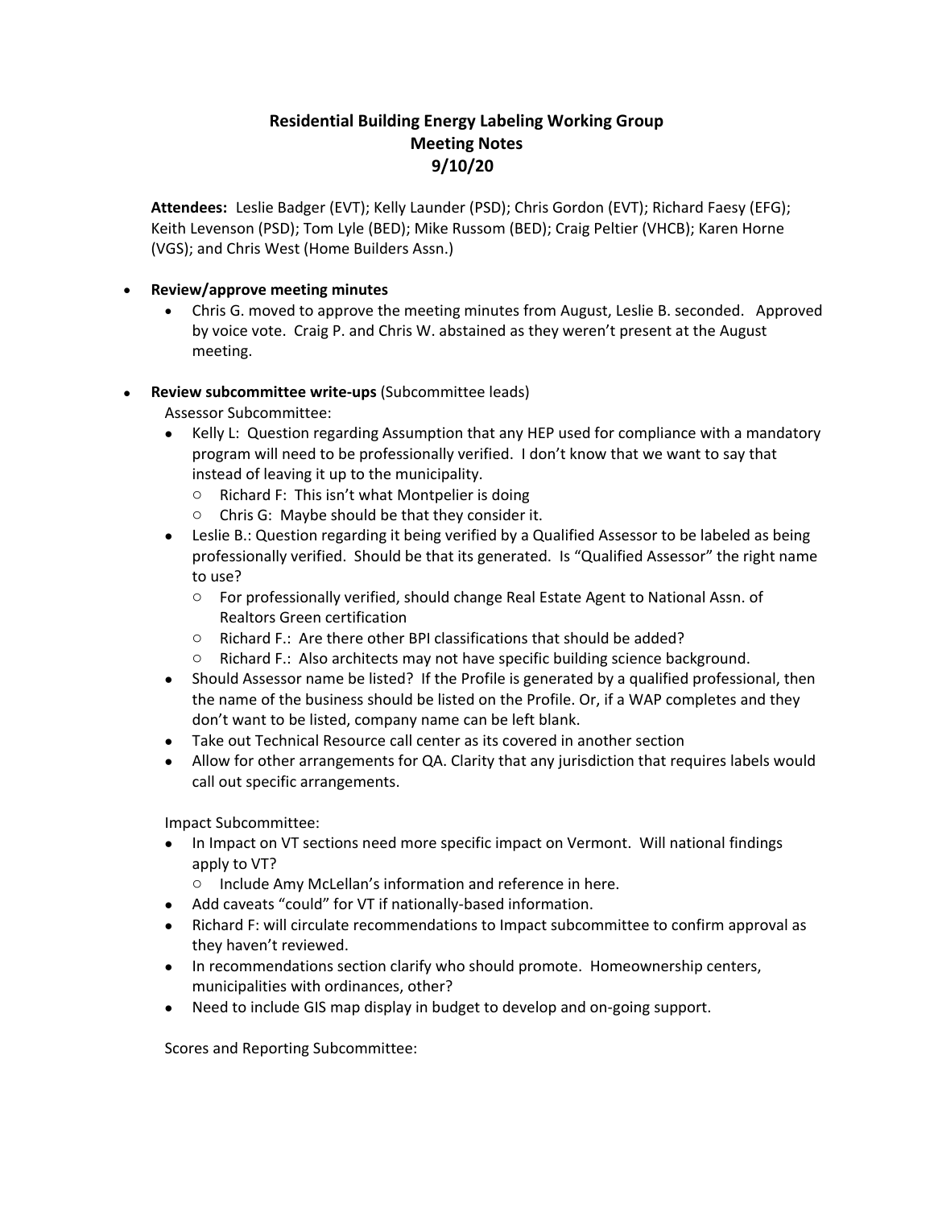# Residential Building Energy Labeling Working Group
## Meeting Notes
### 9/10/20

**Attendees:** Leslie Badger (EVT); Kelly Launder (PSD); Chris Gordon (EVT); Richard Faesy (EFG); Keith Levenson (PSD); Tom Lyle (BED); Mike Russom (BED); Craig Peltier (VHCB); Karen Horne (VGS); and Chris West (Home Builders Assn.)

- **Review/approve meeting minutes**
  - Chris G. moved to approve the meeting minutes from August, Leslie B. seconded. Approved by voice vote. Craig P. and Chris W. abstained as they weren't present at the August meeting.

- **Review subcommittee write-ups** (Subcommittee leads)

  Assessor Subcommittee:
  - Kelly L: Question regarding Assumption that any HEP used for compliance with a mandatory program will need to be professionally verified. I don't know that we want to say that instead of leaving it up to the municipality.
    - Richard F: This isn't what Montpelier is doing
    - Chris G: Maybe should be that they consider it.
  - Leslie B.: Question regarding it being verified by a Qualified Assessor to be labeled as being professionally verified. Should be that its generated. Is "Qualified Assessor" the right name to use?
    - For professionally verified, should change Real Estate Agent to National Assn. of Realtors Green certification
    - Richard F.: Are there other BPI classifications that should be added?
    - Richard F.: Also architects may not have specific building science background.
  - Should Assessor name be listed? If the Profile is generated by a qualified professional, then the name of the business should be listed on the Profile. Or, if a WAP completes and they don't want to be listed, company name can be left blank.
  - Take out Technical Resource call center as its covered in another section
  - Allow for other arrangements for QA. Clarity that any jurisdiction that requires labels would call out specific arrangements.

  Impact Subcommittee:
  - In Impact on VT sections need more specific impact on Vermont. Will national findings apply to VT?
    - Include Amy McLellan's information and reference in here.
  - Add caveats "could" for VT if nationally-based information.
  - Richard F: will circulate recommendations to Impact subcommittee to confirm approval as they haven't reviewed.
  - In recommendations section clarify who should promote. Homeownership centers, municipalities with ordinances, other?
  - Need to include GIS map display in budget to develop and on-going support.

  Scores and Reporting Subcommittee: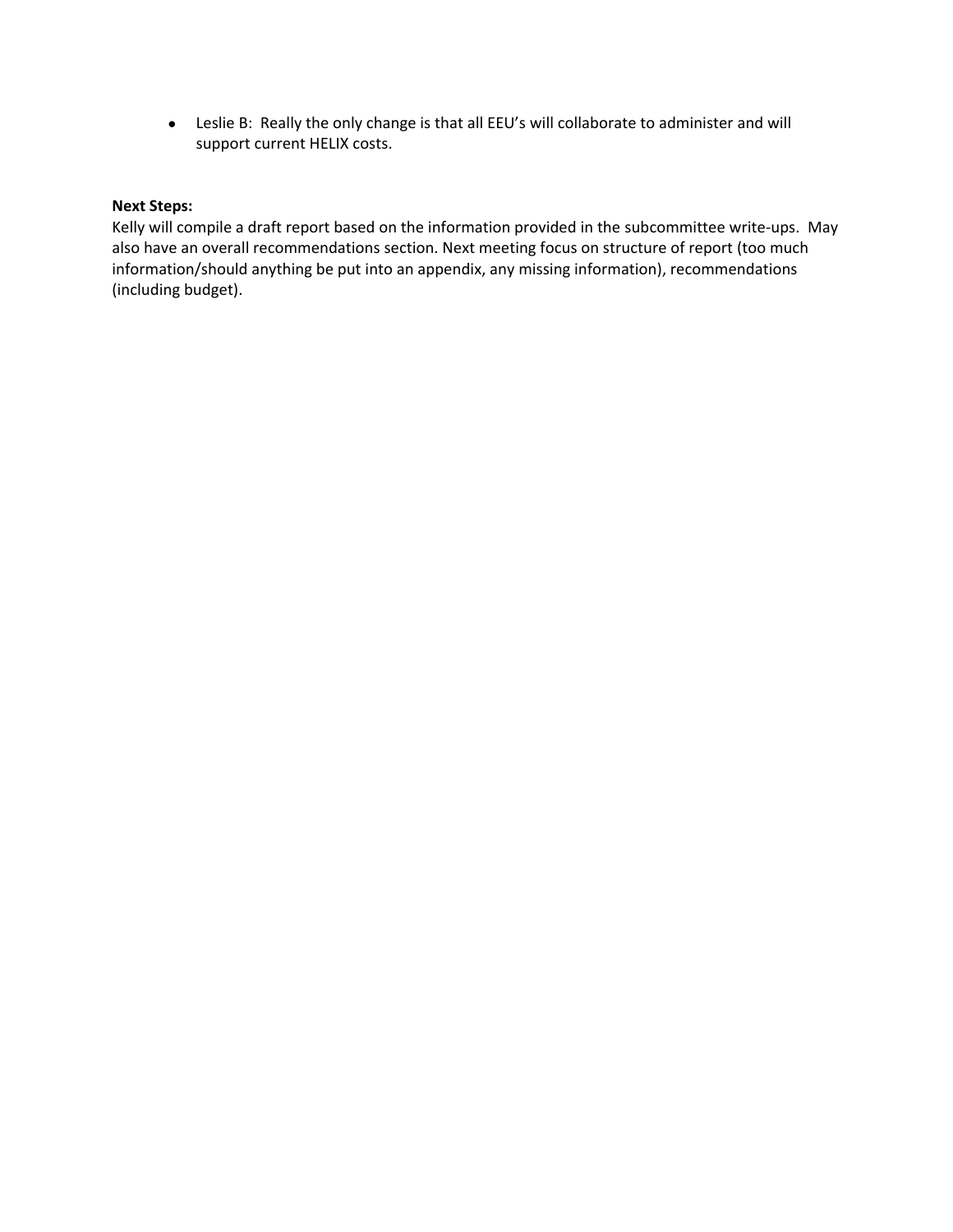- Leslie B: Really the only change is that all EEU's will collaborate to administer and will support current HELIX costs.

**Next Steps:**
Kelly will compile a draft report based on the information provided in the subcommittee write-ups. May also have an overall recommendations section. Next meeting focus on structure of report (too much information/should anything be put into an appendix, any missing information), recommendations (including budget).